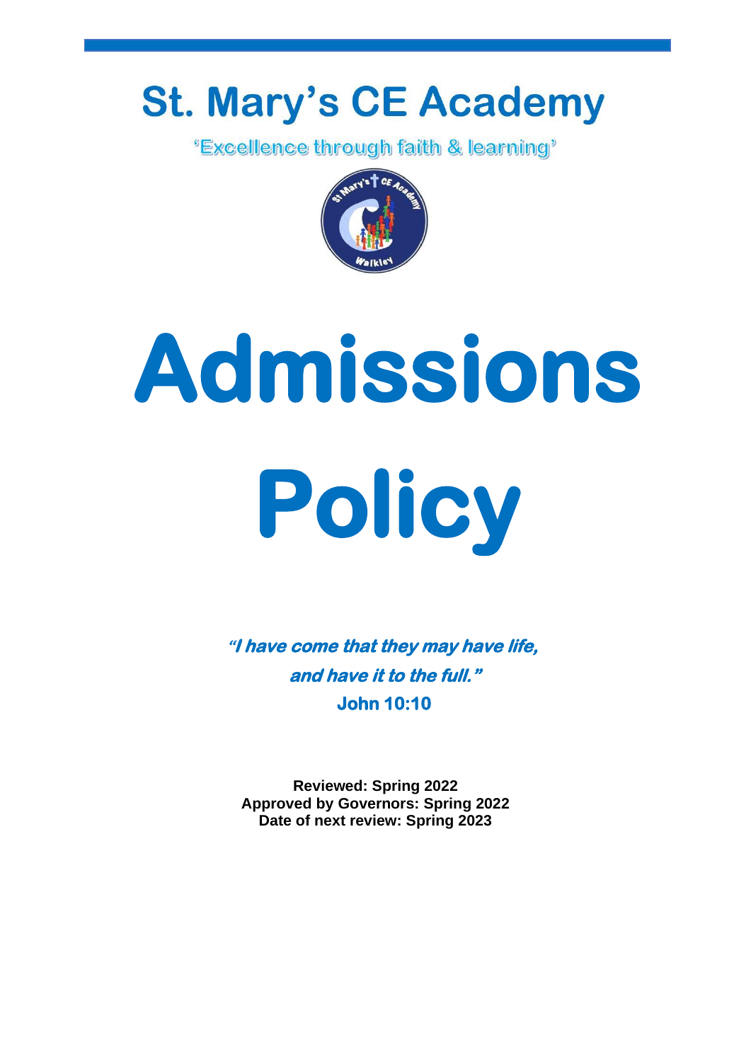# St. Mary's CE Academy

'Excellence through faith & learning'

# Admissions Policy

***"I have come that they may have life, and have it to the full."***

**John 10:10**

**Reviewed: Spring 2022**
**Approved by Governors: Spring 2022**
**Date of next review: Spring 2023**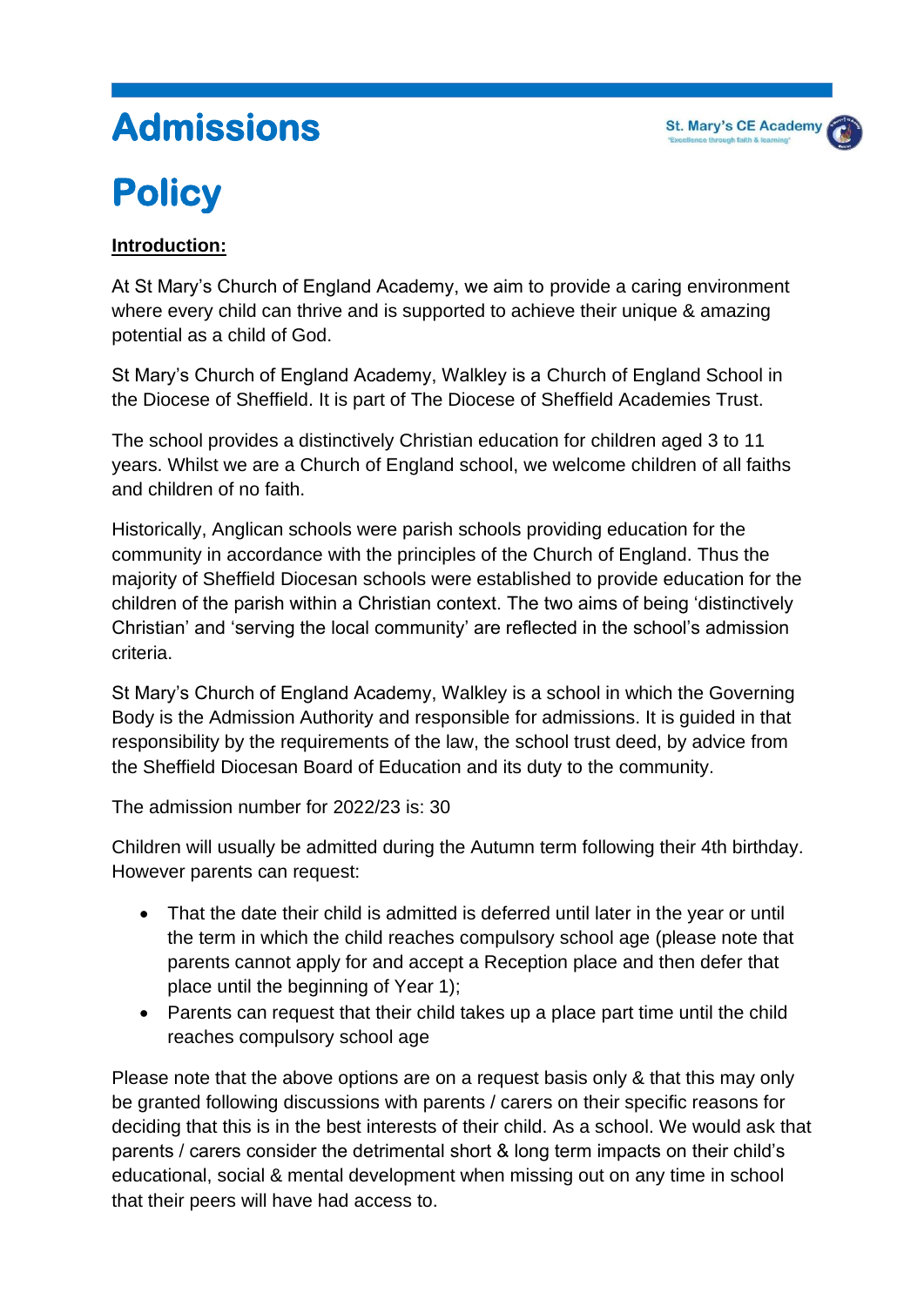# Admissions Policy

**Introduction:**

At St Mary's Church of England Academy, we aim to provide a caring environment where every child can thrive and is supported to achieve their unique & amazing potential as a child of God.

St Mary's Church of England Academy, Walkley is a Church of England School in the Diocese of Sheffield. It is part of The Diocese of Sheffield Academies Trust.

The school provides a distinctively Christian education for children aged 3 to 11 years. Whilst we are a Church of England school, we welcome children of all faiths and children of no faith.

Historically, Anglican schools were parish schools providing education for the community in accordance with the principles of the Church of England. Thus the majority of Sheffield Diocesan schools were established to provide education for the children of the parish within a Christian context. The two aims of being 'distinctively Christian' and 'serving the local community' are reflected in the school's admission criteria.

St Mary's Church of England Academy, Walkley is a school in which the Governing Body is the Admission Authority and responsible for admissions. It is guided in that responsibility by the requirements of the law, the school trust deed, by advice from the Sheffield Diocesan Board of Education and its duty to the community.

The admission number for 2022/23 is: 30

Children will usually be admitted during the Autumn term following their 4th birthday. However parents can request:

- That the date their child is admitted is deferred until later in the year or until the term in which the child reaches compulsory school age (please note that parents cannot apply for and accept a Reception place and then defer that place until the beginning of Year 1);
- Parents can request that their child takes up a place part time until the child reaches compulsory school age

Please note that the above options are on a request basis only & that this may only be granted following discussions with parents / carers on their specific reasons for deciding that this is in the best interests of their child. As a school. We would ask that parents / carers consider the detrimental short & long term impacts on their child's educational, social & mental development when missing out on any time in school that their peers will have had access to.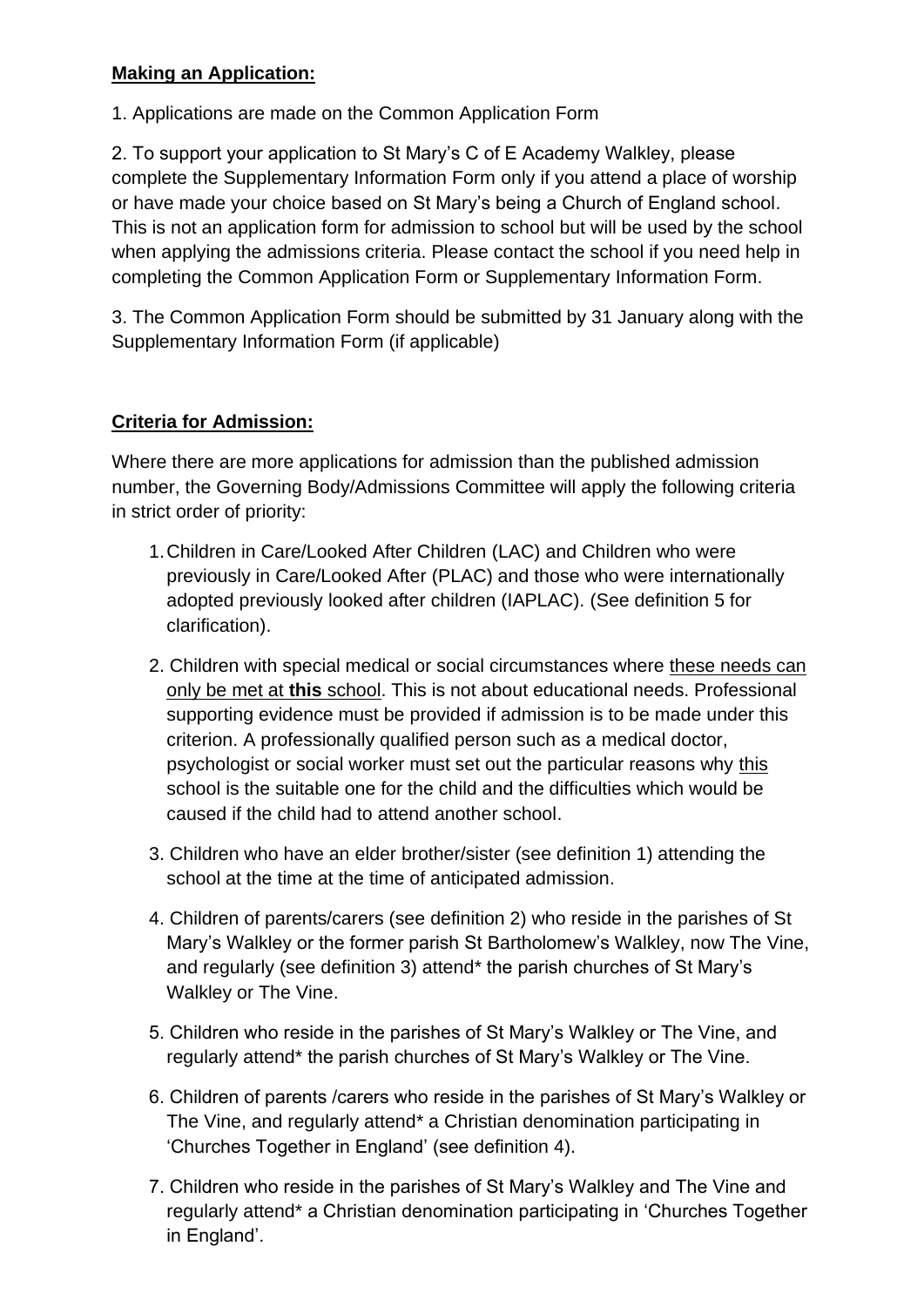**Making an Application:**

1. Applications are made on the Common Application Form

2. To support your application to St Mary's C of E Academy Walkley, please complete the Supplementary Information Form only if you attend a place of worship or have made your choice based on St Mary's being a Church of England school. This is not an application form for admission to school but will be used by the school when applying the admissions criteria. Please contact the school if you need help in completing the Common Application Form or Supplementary Information Form.

3. The Common Application Form should be submitted by 31 January along with the Supplementary Information Form (if applicable)

**Criteria for Admission:**

Where there are more applications for admission than the published admission number, the Governing Body/Admissions Committee will apply the following criteria in strict order of priority:

1. Children in Care/Looked After Children (LAC) and Children who were previously in Care/Looked After (PLAC) and those who were internationally adopted previously looked after children (IAPLAC). (See definition 5 for clarification).

2. Children with special medical or social circumstances where these needs can only be met at **this** school. This is not about educational needs. Professional supporting evidence must be provided if admission is to be made under this criterion. A professionally qualified person such as a medical doctor, psychologist or social worker must set out the particular reasons why this school is the suitable one for the child and the difficulties which would be caused if the child had to attend another school.

3. Children who have an elder brother/sister (see definition 1) attending the school at the time at the time of anticipated admission.

4. Children of parents/carers (see definition 2) who reside in the parishes of St Mary's Walkley or the former parish St Bartholomew's Walkley, now The Vine, and regularly (see definition 3) attend* the parish churches of St Mary's Walkley or The Vine.

5. Children who reside in the parishes of St Mary's Walkley or The Vine, and regularly attend* the parish churches of St Mary's Walkley or The Vine.

6. Children of parents /carers who reside in the parishes of St Mary's Walkley or The Vine, and regularly attend* a Christian denomination participating in 'Churches Together in England' (see definition 4).

7. Children who reside in the parishes of St Mary's Walkley and The Vine and regularly attend* a Christian denomination participating in 'Churches Together in England'.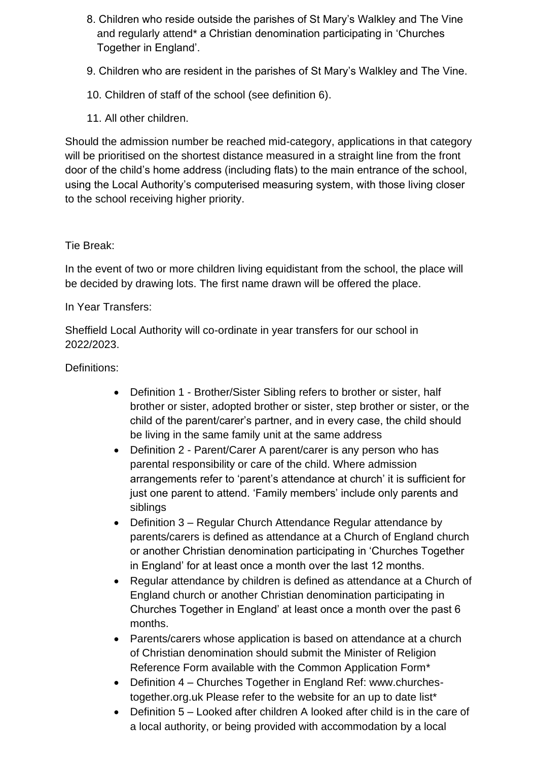8. Children who reside outside the parishes of St Mary's Walkley and The Vine and regularly attend* a Christian denomination participating in 'Churches Together in England'.
9. Children who are resident in the parishes of St Mary's Walkley and The Vine.
10. Children of staff of the school (see definition 6).
11. All other children.

Should the admission number be reached mid-category, applications in that category will be prioritised on the shortest distance measured in a straight line from the front door of the child's home address (including flats) to the main entrance of the school, using the Local Authority's computerised measuring system, with those living closer to the school receiving higher priority.

Tie Break:

In the event of two or more children living equidistant from the school, the place will be decided by drawing lots. The first name drawn will be offered the place.

In Year Transfers:

Sheffield Local Authority will co-ordinate in year transfers for our school in 2022/2023.

Definitions:

- Definition 1 - Brother/Sister Sibling refers to brother or sister, half brother or sister, adopted brother or sister, step brother or sister, or the child of the parent/carer's partner, and in every case, the child should be living in the same family unit at the same address
- Definition 2 - Parent/Carer A parent/carer is any person who has parental responsibility or care of the child. Where admission arrangements refer to 'parent's attendance at church' it is sufficient for just one parent to attend. 'Family members' include only parents and siblings
- Definition 3 – Regular Church Attendance Regular attendance by parents/carers is defined as attendance at a Church of England church or another Christian denomination participating in 'Churches Together in England' for at least once a month over the last 12 months.
- Regular attendance by children is defined as attendance at a Church of England church or another Christian denomination participating in Churches Together in England' at least once a month over the past 6 months.
- Parents/carers whose application is based on attendance at a church of Christian denomination should submit the Minister of Religion Reference Form available with the Common Application Form*
- Definition 4 – Churches Together in England Ref: www.churches-together.org.uk Please refer to the website for an up to date list*
- Definition 5 – Looked after children A looked after child is in the care of a local authority, or being provided with accommodation by a local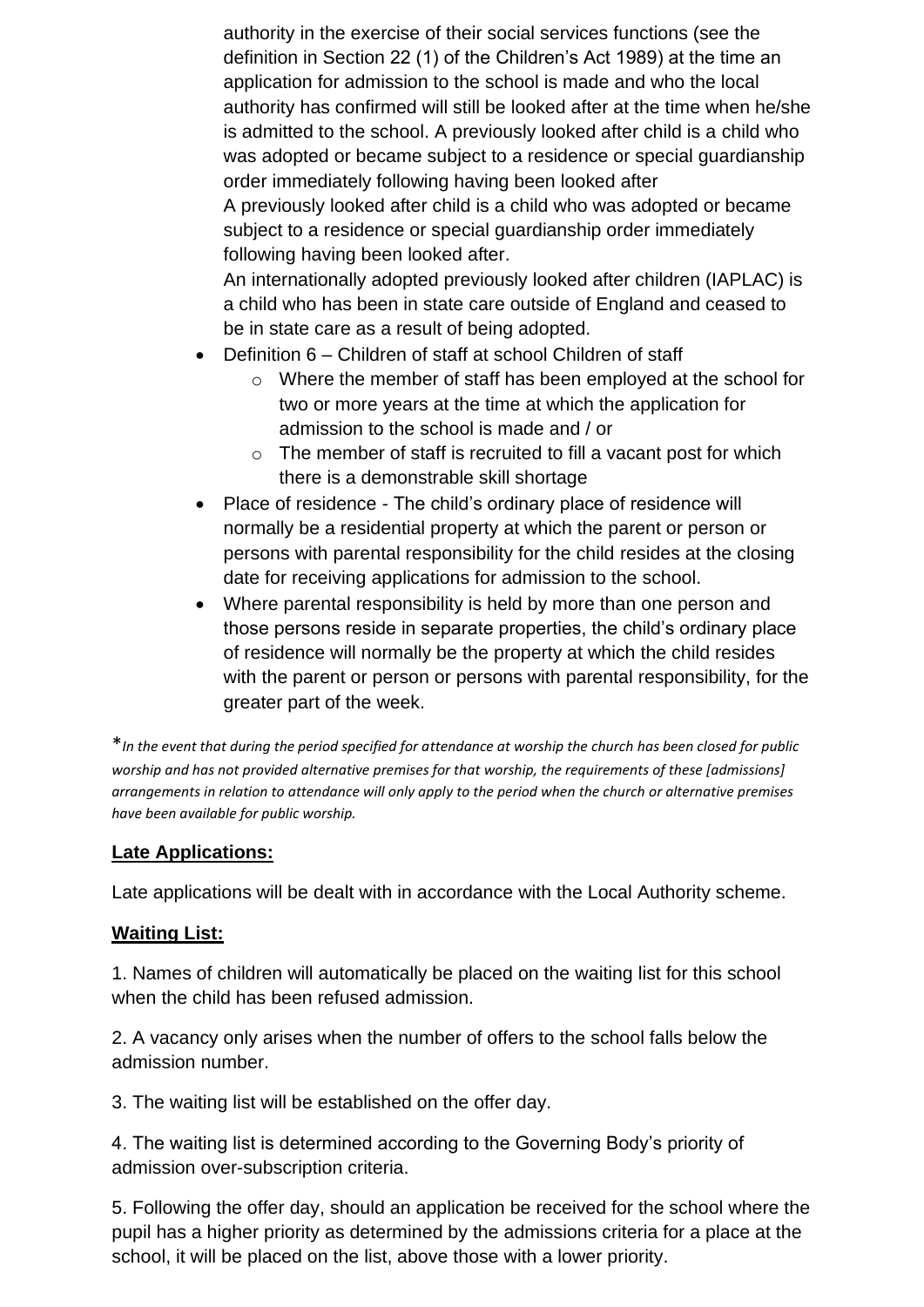authority in the exercise of their social services functions (see the definition in Section 22 (1) of the Children's Act 1989) at the time an application for admission to the school is made and who the local authority has confirmed will still be looked after at the time when he/she is admitted to the school. A previously looked after child is a child who was adopted or became subject to a residence or special guardianship order immediately following having been looked after
A previously looked after child is a child who was adopted or became subject to a residence or special guardianship order immediately following having been looked after.
An internationally adopted previously looked after children (IAPLAC) is a child who has been in state care outside of England and ceased to be in state care as a result of being adopted.

- Definition 6 – Children of staff at school Children of staff
    - Where the member of staff has been employed at the school for two or more years at the time at which the application for admission to the school is made and / or
    - The member of staff is recruited to fill a vacant post for which there is a demonstrable skill shortage
- Place of residence - The child's ordinary place of residence will normally be a residential property at which the parent or person or persons with parental responsibility for the child resides at the closing date for receiving applications for admission to the school.
- Where parental responsibility is held by more than one person and those persons reside in separate properties, the child's ordinary place of residence will normally be the property at which the child resides with the parent or person or persons with parental responsibility, for the greater part of the week.

**In the event that during the period specified for attendance at worship the church has been closed for public worship and has not provided alternative premises for that worship, the requirements of these [admissions] arrangements in relation to attendance will only apply to the period when the church or alternative premises have been available for public worship.*

**Late Applications:**

Late applications will be dealt with in accordance with the Local Authority scheme.

**Waiting List:**

1. Names of children will automatically be placed on the waiting list for this school when the child has been refused admission.

2. A vacancy only arises when the number of offers to the school falls below the admission number.

3. The waiting list will be established on the offer day.

4. The waiting list is determined according to the Governing Body's priority of admission over-subscription criteria.

5. Following the offer day, should an application be received for the school where the pupil has a higher priority as determined by the admissions criteria for a place at the school, it will be placed on the list, above those with a lower priority.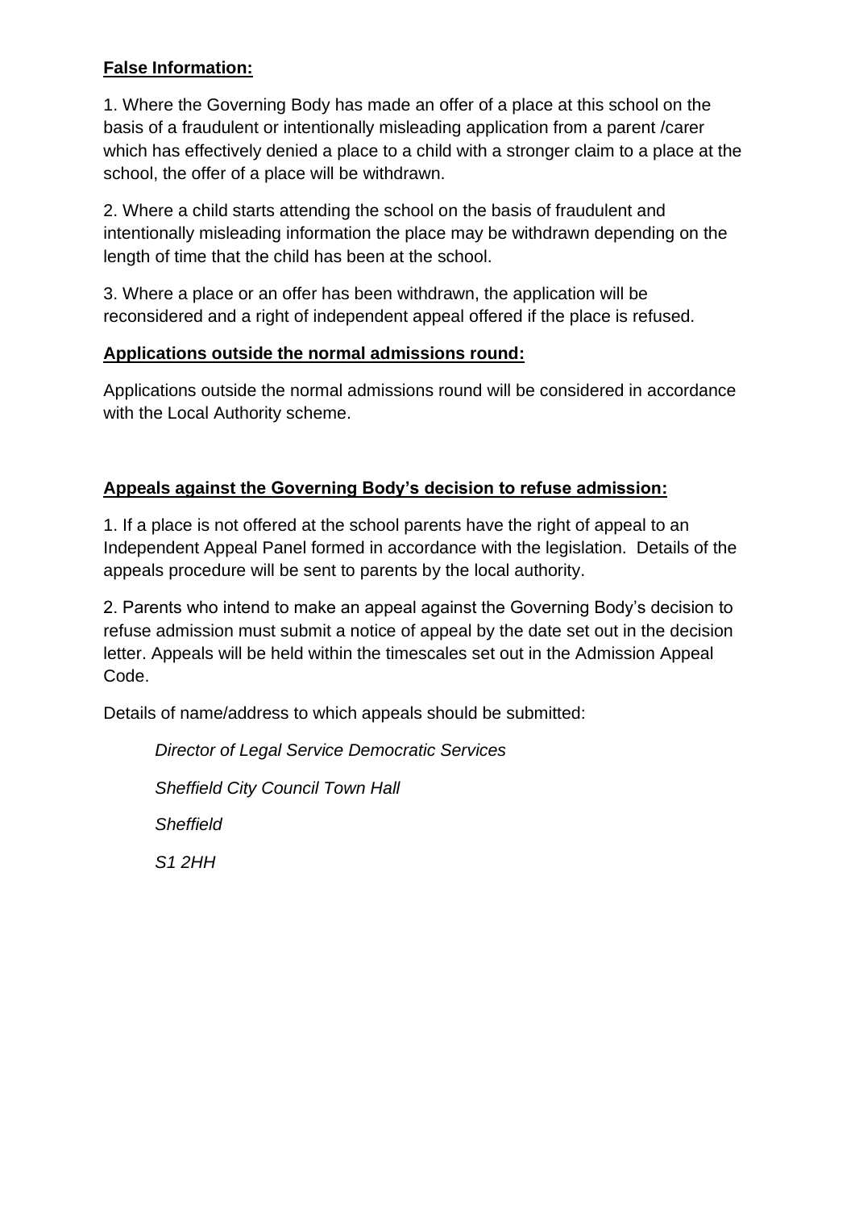**False Information:**

1. Where the Governing Body has made an offer of a place at this school on the basis of a fraudulent or intentionally misleading application from a parent /carer which has effectively denied a place to a child with a stronger claim to a place at the school, the offer of a place will be withdrawn.

2. Where a child starts attending the school on the basis of fraudulent and intentionally misleading information the place may be withdrawn depending on the length of time that the child has been at the school.

3. Where a place or an offer has been withdrawn, the application will be reconsidered and a right of independent appeal offered if the place is refused.

**Applications outside the normal admissions round:**

Applications outside the normal admissions round will be considered in accordance with the Local Authority scheme.

**Appeals against the Governing Body's decision to refuse admission:**

1. If a place is not offered at the school parents have the right of appeal to an Independent Appeal Panel formed in accordance with the legislation. Details of the appeals procedure will be sent to parents by the local authority.

2. Parents who intend to make an appeal against the Governing Body's decision to refuse admission must submit a notice of appeal by the date set out in the decision letter. Appeals will be held within the timescales set out in the Admission Appeal Code.

Details of name/address to which appeals should be submitted:

*Director of Legal Service Democratic Services*

*Sheffield City Council Town Hall*

*Sheffield*

*S1 2HH*